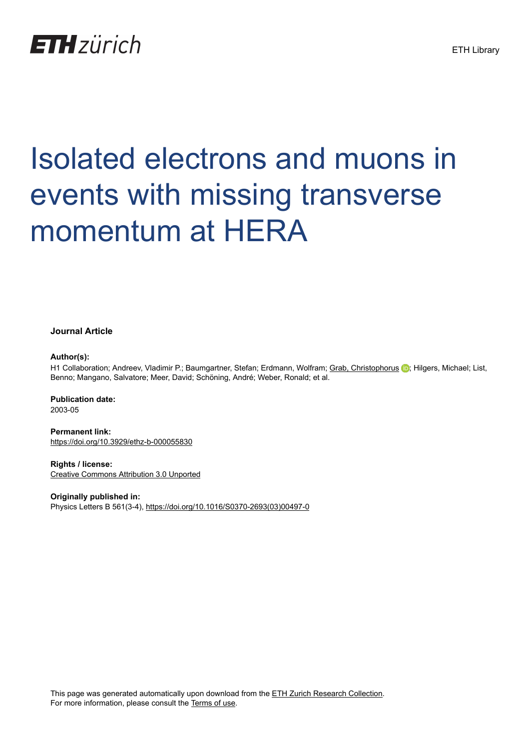ETH zürich

ETH Library

# Isolated electrons and muons in events with missing transverse momentum at HERA

**Journal Article**

**Author(s):**
H1 Collaboration; Andreev, Vladimir P.; Baumgartner, Stefan; Erdmann, Wolfram; Grab, Christophorus; Hilgers, Michael; List, Benno; Mangano, Salvatore; Meer, David; Schöning, André; Weber, Ronald; et al.

**Publication date:**
2003-05

**Permanent link:**
https://doi.org/10.3929/ethz-b-000055830

**Rights / license:**
Creative Commons Attribution 3.0 Unported

**Originally published in:**
Physics Letters B 561(3-4), https://doi.org/10.1016/S0370-2693(03)00497-0

This page was generated automatically upon download from the ETH Zurich Research Collection.
For more information, please consult the Terms of use.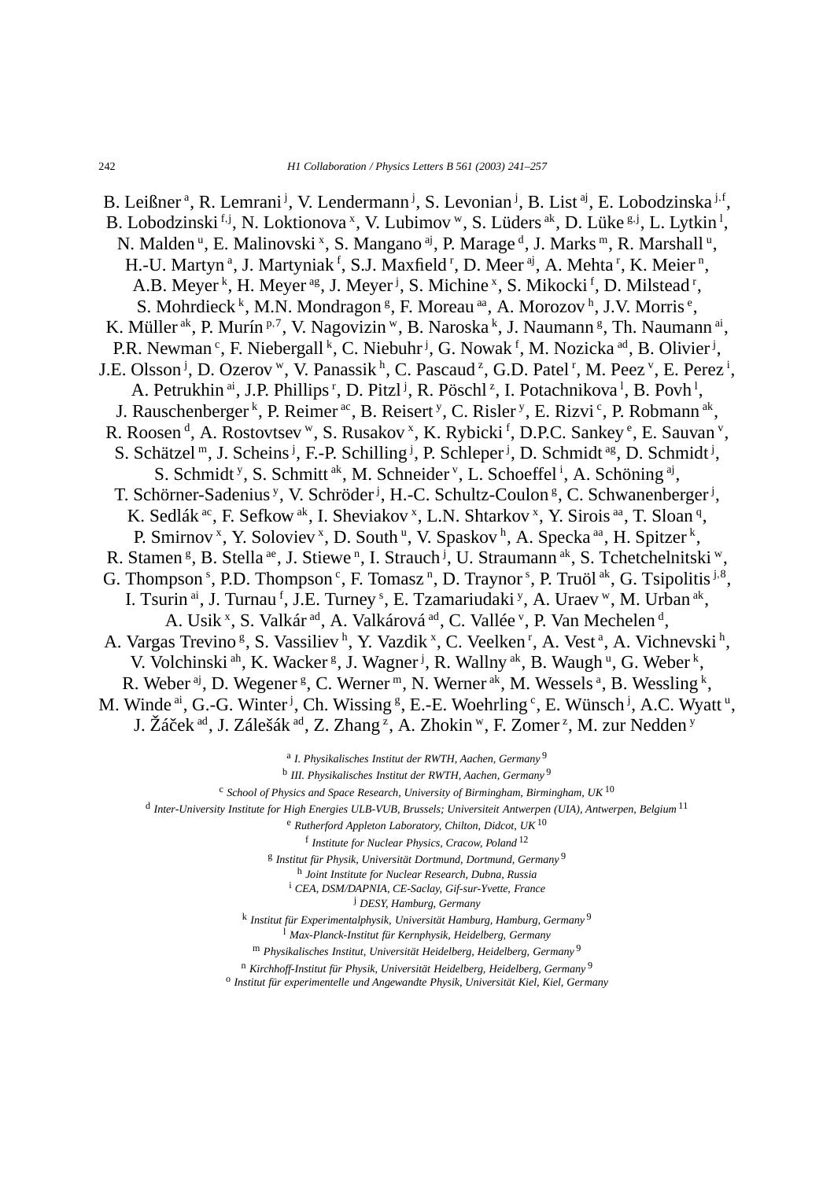B. Leißner [a], R. Lemrani [j], V. Lendermann [j], S. Levonian [j], B. List [aj], E. Lobodzinska [j,f], B. Lobodzinski [f,j], N. Loktionova [x], V. Lubimov [w], S. Lüders [ak], D. Lüke [g,j], L. Lytkin [l], N. Malden [u], E. Malinovski [x], S. Mangano [aj], P. Marage [d], J. Marks [m], R. Marshall [u], H.-U. Martyn [a], J. Martyniak [f], S.J. Maxfield [r], D. Meer [aj], A. Mehta [r], K. Meier [n], A.B. Meyer [k], H. Meyer [ag], J. Meyer [j], S. Michine [x], S. Mikocki [f], D. Milstead [r], S. Mohrdieck [k], M.N. Mondragon [g], F. Moreau [aa], A. Morozov [h], J.V. Morris [e], K. Müller [ak], P. Murín [p,7], V. Nagovizin [w], B. Naroska [k], J. Naumann [g], Th. Naumann [ai], P.R. Newman [c], F. Niebergall [k], C. Niebuhr [j], G. Nowak [f], M. Nozicka [ad], B. Olivier [j], J.E. Olsson [j], D. Ozerov [w], V. Panassik [h], C. Pascaud [z], G.D. Patel [r], M. Peez [v], E. Perez [i], A. Petrukhin [ai], J.P. Phillips [r], D. Pitzl [j], R. Pöschl [z], I. Potachnikova [l], B. Povh [l], J. Rauschenberger [k], P. Reimer [ac], B. Reisert [y], C. Risler [y], E. Rizvi [c], P. Robmann [ak], R. Roosen [d], A. Rostovtsev [w], S. Rusakov [x], K. Rybicki [f], D.P.C. Sankey [e], E. Sauvan [v], S. Schätzel [m], J. Scheins [j], F.-P. Schilling [j], P. Schleper [j], D. Schmidt [ag], D. Schmidt [j], S. Schmidt [y], S. Schmitt [ak], M. Schneider [v], L. Schoeffel [i], A. Schöning [aj], T. Schörner-Sadenius [y], V. Schröder [j], H.-C. Schultz-Coulon [g], C. Schwanenberger [j], K. Sedlák [ac], F. Sefkow [ak], I. Sheviakov [x], L.N. Shtarkov [x], Y. Sirois [aa], T. Sloan [q], P. Smirnov [x], Y. Soloviev [x], D. South [u], V. Spaskov [h], A. Specka [aa], H. Spitzer [k], R. Stamen [g], B. Stella [ae], J. Stiewe [n], I. Strauch [j], U. Straumann [ak], S. Tchetchelnitski [w], G. Thompson [s], P.D. Thompson [c], F. Tomasz [n], D. Traynor [s], P. Truöl [ak], G. Tsipolitis [j,8], I. Tsurin [ai], J. Turnau [f], J.E. Turney [s], E. Tzamariudaki [y], A. Uraev [w], M. Urban [ak], A. Usik [x], S. Valkár [ad], A. Valkárová [ad], C. Vallée [v], P. Van Mechelen [d], A. Vargas Trevino [g], S. Vassiliev [h], Y. Vazdik [x], C. Veelken [r], A. Vest [a], A. Vichnevski [h], V. Volchinski [ah], K. Wacker [g], J. Wagner [j], R. Wallny [ak], B. Waugh [u], G. Weber [k], R. Weber [aj], D. Wegener [g], C. Werner [m], N. Werner [ak], M. Wessels [a], B. Wessling [k], M. Winde [ai], G.-G. Winter [j], Ch. Wissing [g], E.-E. Woehrling [c], E. Wünsch [j], A.C. Wyatt [u], J. Žáček [ad], J. Zálešák [ad], Z. Zhang [z], A. Zhokin [w], F. Zomer [z], M. zur Nedden [y]

[a] *I. Physikalisches Institut der RWTH, Aachen, Germany* [9]
[b] *III. Physikalisches Institut der RWTH, Aachen, Germany* [9]
[c] *School of Physics and Space Research, University of Birmingham, Birmingham, UK* [10]
[d] *Inter-University Institute for High Energies ULB-VUB, Brussels; Universiteit Antwerpen (UIA), Antwerpen, Belgium* [11]
[e] *Rutherford Appleton Laboratory, Chilton, Didcot, UK* [10]
[f] *Institute for Nuclear Physics, Cracow, Poland* [12]
[g] *Institut für Physik, Universität Dortmund, Dortmund, Germany* [9]
[h] *Joint Institute for Nuclear Research, Dubna, Russia*
[i] *CEA, DSM/DAPNIA, CE-Saclay, Gif-sur-Yvette, France*
[j] *DESY, Hamburg, Germany*
[k] *Institut für Experimentalphysik, Universität Hamburg, Hamburg, Germany* [9]
[l] *Max-Planck-Institut für Kernphysik, Heidelberg, Germany*
[m] *Physikalisches Institut, Universität Heidelberg, Heidelberg, Germany* [9]
[n] *Kirchhoff-Institut für Physik, Universität Heidelberg, Heidelberg, Germany* [9]
[o] *Institut für experimentelle und Angewandte Physik, Universität Kiel, Kiel, Germany*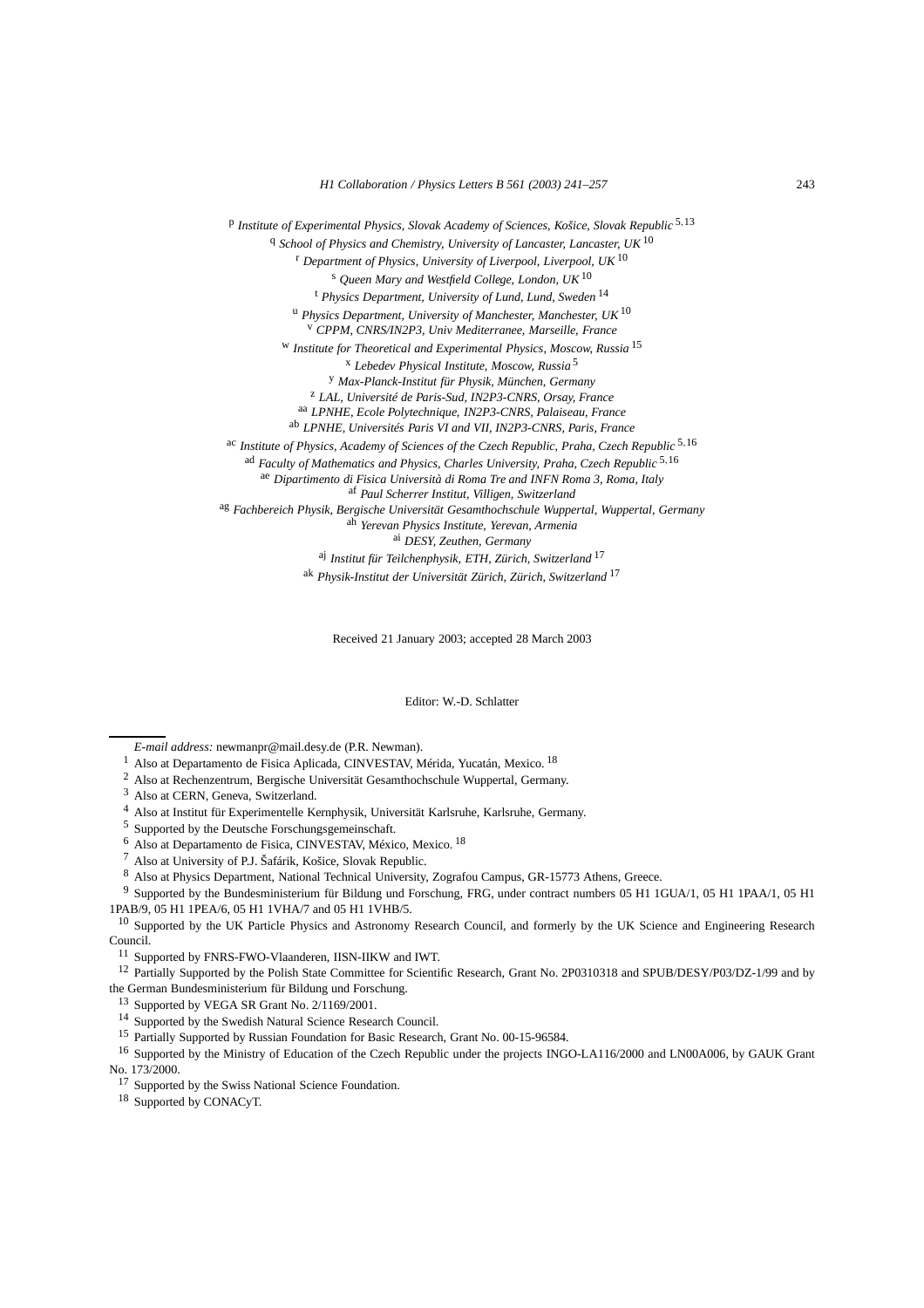[p] *Institute of Experimental Physics, Slovak Academy of Sciences, Košice, Slovak Republic* [5,13]

[q] *School of Physics and Chemistry, University of Lancaster, Lancaster, UK* [10]

[r] *Department of Physics, University of Liverpool, Liverpool, UK* [10]

[s] *Queen Mary and Westfield College, London, UK* [10]

[t] *Physics Department, University of Lund, Lund, Sweden* [14]

[u] *Physics Department, University of Manchester, Manchester, UK* [10]

[v] *CPPM, CNRS/IN2P3, Univ Mediterranee, Marseille, France*

[w] *Institute for Theoretical and Experimental Physics, Moscow, Russia* [15]

[x] *Lebedev Physical Institute, Moscow, Russia* [5]

[y] *Max-Planck-Institut für Physik, München, Germany*

[z] *LAL, Université de Paris-Sud, IN2P3-CNRS, Orsay, France*

[aa] *LPNHE, Ecole Polytechnique, IN2P3-CNRS, Palaiseau, France*

[ab] *LPNHE, Universités Paris VI and VII, IN2P3-CNRS, Paris, France*

[ac] *Institute of Physics, Academy of Sciences of the Czech Republic, Praha, Czech Republic* [5,16]

[ad] *Faculty of Mathematics and Physics, Charles University, Praha, Czech Republic* [5,16]

[ae] *Dipartimento di Fisica Università di Roma Tre and INFN Roma 3, Roma, Italy*

[af] *Paul Scherrer Institut, Villigen, Switzerland*

[ag] *Fachbereich Physik, Bergische Universität Gesamthochschule Wuppertal, Wuppertal, Germany*

[ah] *Yerevan Physics Institute, Yerevan, Armenia*

[ai] *DESY, Zeuthen, Germany*

[aj] *Institut für Teilchenphysik, ETH, Zürich, Switzerland* [17]

[ak] *Physik-Institut der Universität Zürich, Zürich, Switzerland* [17]

Received 21 January 2003; accepted 28 March 2003

Editor: W.-D. Schlatter

---

*E-mail address:* newmanpr@mail.desy.de (P.R. Newman).

[1] Also at Departamento de Fisica Aplicada, CINVESTAV, Mérida, Yucatán, Mexico. [18]

[2] Also at Rechenzentrum, Bergische Universität Gesamthochschule Wuppertal, Germany.

[3] Also at CERN, Geneva, Switzerland.

[4] Also at Institut für Experimentelle Kernphysik, Universität Karlsruhe, Karlsruhe, Germany.

[5] Supported by the Deutsche Forschungsgemeinschaft.

[6] Also at Departamento de Fisica, CINVESTAV, México, Mexico. [18]

[7] Also at University of P.J. Šafárik, Košice, Slovak Republic.

[8] Also at Physics Department, National Technical University, Zografou Campus, GR-15773 Athens, Greece.

[9] Supported by the Bundesministerium für Bildung und Forschung, FRG, under contract numbers 05 H1 1GUA/1, 05 H1 1PAA/1, 05 H1 1PAB/9, 05 H1 1PEA/6, 05 H1 1VHA/7 and 05 H1 1VHB/5.

[10] Supported by the UK Particle Physics and Astronomy Research Council, and formerly by the UK Science and Engineering Research Council.

[11] Supported by FNRS-FWO-Vlaanderen, IISN-IIKW and IWT.

[12] Partially Supported by the Polish State Committee for Scientific Research, Grant No. 2P0310318 and SPUB/DESY/P03/DZ-1/99 and by the German Bundesministerium für Bildung und Forschung.

[13] Supported by VEGA SR Grant No. 2/1169/2001.

[14] Supported by the Swedish Natural Science Research Council.

[15] Partially Supported by Russian Foundation for Basic Research, Grant No. 00-15-96584.

[16] Supported by the Ministry of Education of the Czech Republic under the projects INGO-LA116/2000 and LN00A006, by GAUK Grant No. 173/2000.

[17] Supported by the Swiss National Science Foundation.

[18] Supported by CONACyT.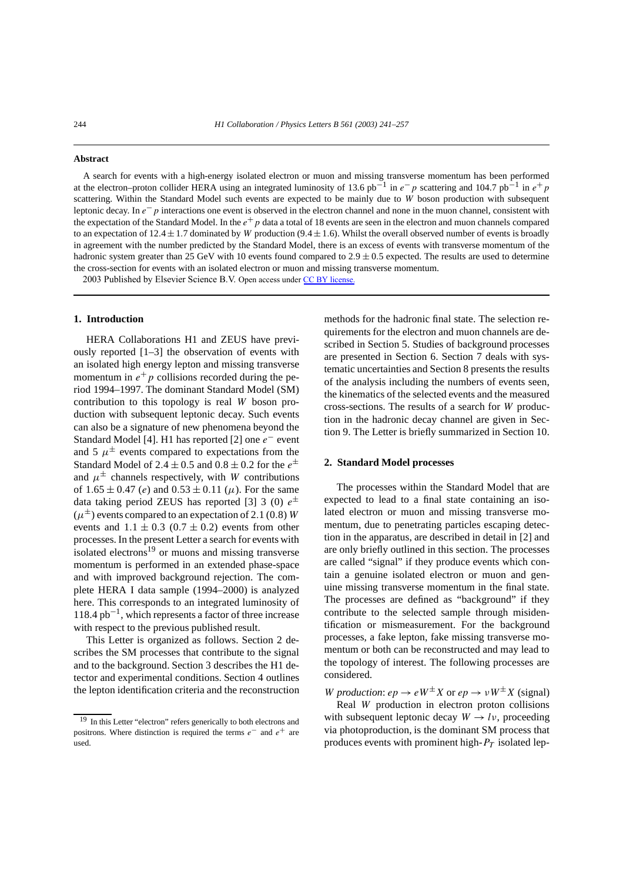**Abstract**

A search for events with a high-energy isolated electron or muon and missing transverse momentum has been performed at the electron–proton collider HERA using an integrated luminosity of 13.6 $\text{pb}^{-1}$ in $e^-p$ scattering and 104.7 $\text{pb}^{-1}$ in $e^+p$ scattering. Within the Standard Model such events are expected to be mainly due to $W$ boson production with subsequent leptonic decay. In $e^-p$ interactions one event is observed in the electron channel and none in the muon channel, consistent with the expectation of the Standard Model. In the $e^+p$ data a total of 18 events are seen in the electron and muon channels compared to an expectation of $12.4 \pm 1.7$ dominated by $W$ production ($9.4 \pm 1.6$). Whilst the overall observed number of events is broadly in agreement with the number predicted by the Standard Model, there is an excess of events with transverse momentum of the hadronic system greater than 25 GeV with 10 events found compared to $2.9 \pm 0.5$ expected. The results are used to determine the cross-section for events with an isolated electron or muon and missing transverse momentum.

2003 Published by Elsevier Science B.V. Open access under CC BY license.

## 1. Introduction

HERA Collaborations H1 and ZEUS have previously reported [1–3] the observation of events with an isolated high energy lepton and missing transverse momentum in $e^+p$ collisions recorded during the period 1994–1997. The dominant Standard Model (SM) contribution to this topology is real $W$ boson production with subsequent leptonic decay. Such events can also be a signature of new phenomena beyond the Standard Model [4]. H1 has reported [2] one $e^-$ event and 5 $\mu^\pm$ events compared to expectations from the Standard Model of $2.4 \pm 0.5$ and $0.8 \pm 0.2$ for the $e^\pm$ and $\mu^\pm$ channels respectively, with $W$ contributions of $1.65 \pm 0.47$ ($e$) and $0.53 \pm 0.11$ ($\mu$). For the same data taking period ZEUS has reported [3] 3 (0) $e^\pm$ ($\mu^\pm$) events compared to an expectation of 2.1 (0.8) $W$ events and $1.1 \pm 0.3$ ($0.7 \pm 0.2$) events from other processes. In the present Letter a search for events with isolated electrons[19] or muons and missing transverse momentum is performed in an extended phase-space and with improved background rejection. The complete HERA I data sample (1994–2000) is analyzed here. This corresponds to an integrated luminosity of 118.4 $\text{pb}^{-1}$, which represents a factor of three increase with respect to the previous published result.

This Letter is organized as follows. Section 2 describes the SM processes that contribute to the signal and to the background. Section 3 describes the H1 detector and experimental conditions. Section 4 outlines the lepton identification criteria and the reconstruction methods for the hadronic final state. The selection requirements for the electron and muon channels are described in Section 5. Studies of background processes are presented in Section 6. Section 7 deals with systematic uncertainties and Section 8 presents the results of the analysis including the numbers of events seen, the kinematics of the selected events and the measured cross-sections. The results of a search for $W$ production in the hadronic decay channel are given in Section 9. The Letter is briefly summarized in Section 10.

## 2. Standard Model processes

The processes within the Standard Model that are expected to lead to a final state containing an isolated electron or muon and missing transverse momentum, due to penetrating particles escaping detection in the apparatus, are described in detail in [2] and are only briefly outlined in this section. The processes are called "signal" if they produce events which contain a genuine isolated electron or muon and genuine missing transverse momentum in the final state. The processes are defined as "background" if they contribute to the selected sample through misidentification or mismeasurement. For the background processes, a fake lepton, fake missing transverse momentum or both can be reconstructed and may lead to the topology of interest. The following processes are considered.

*W production*: $ep \to eW^\pm X$ or $ep \to \nu W^\pm X$ (signal)

Real $W$ production in electron proton collisions with subsequent leptonic decay $W \to l\nu$, proceeding via photoproduction, is the dominant SM process that produces events with prominent high-$P_T$ isolated lep-

[19] In this Letter "electron" refers generically to both electrons and positrons. Where distinction is required the terms $e^-$ and $e^+$ are used.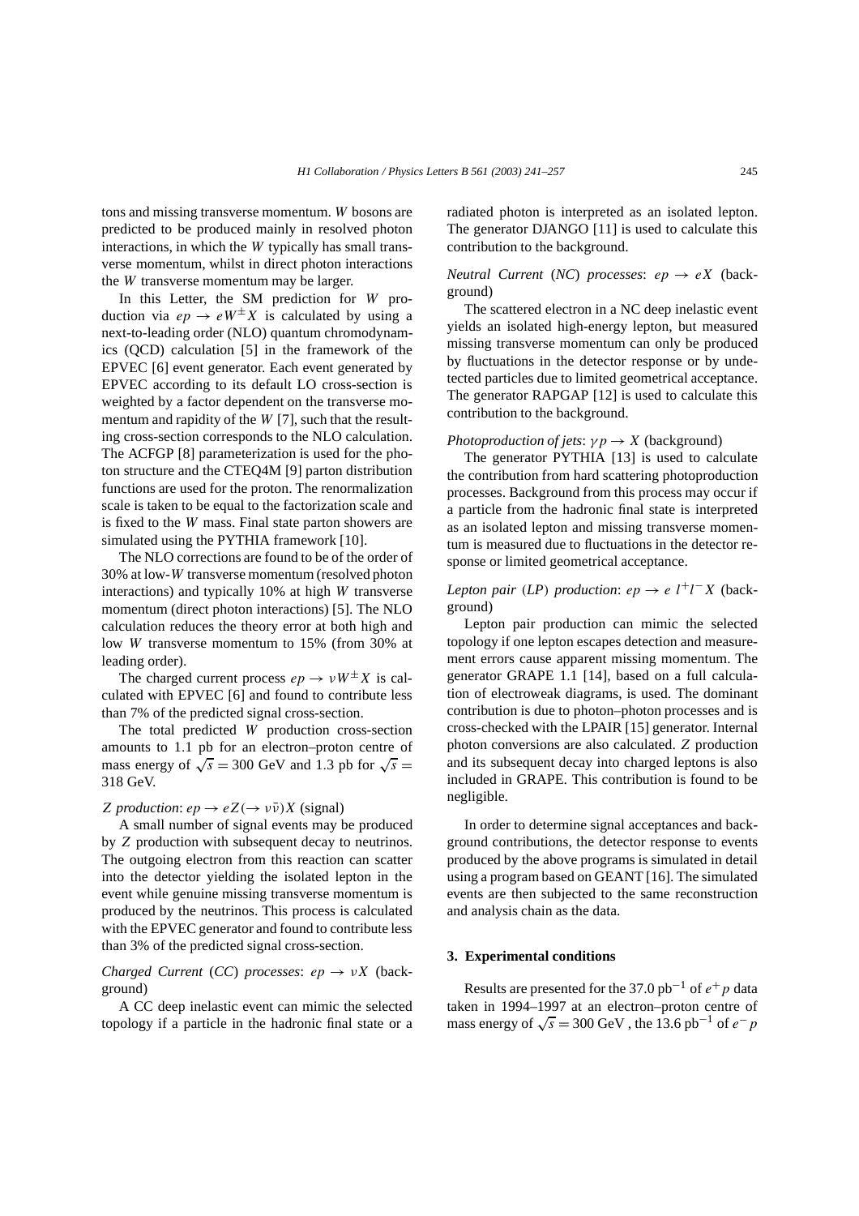tons and missing transverse momentum. $W$ bosons are predicted to be produced mainly in resolved photon interactions, in which the $W$ typically has small transverse momentum, whilst in direct photon interactions the $W$ transverse momentum may be larger.

In this Letter, the SM prediction for $W$ production via $ep \rightarrow eW^{\pm}X$ is calculated by using a next-to-leading order (NLO) quantum chromodynamics (QCD) calculation [5] in the framework of the EPVEC [6] event generator. Each event generated by EPVEC according to its default LO cross-section is weighted by a factor dependent on the transverse momentum and rapidity of the $W$ [7], such that the resulting cross-section corresponds to the NLO calculation. The ACFGP [8] parameterization is used for the photon structure and the CTEQ4M [9] parton distribution functions are used for the proton. The renormalization scale is taken to be equal to the factorization scale and is fixed to the $W$ mass. Final state parton showers are simulated using the PYTHIA framework [10].

The NLO corrections are found to be of the order of 30% at low-$W$ transverse momentum (resolved photon interactions) and typically 10% at high $W$ transverse momentum (direct photon interactions) [5]. The NLO calculation reduces the theory error at both high and low $W$ transverse momentum to 15% (from 30% at leading order).

The charged current process $ep \rightarrow \nu W^{\pm}X$ is calculated with EPVEC [6] and found to contribute less than 7% of the predicted signal cross-section.

The total predicted $W$ production cross-section amounts to 1.1 pb for an electron–proton centre of mass energy of $\sqrt{s} = 300$ GeV and 1.3 pb for $\sqrt{s} = 318$ GeV.

*Z production*: $ep \rightarrow eZ(\rightarrow \nu\bar{\nu})X$ (signal)

A small number of signal events may be produced by $Z$ production with subsequent decay to neutrinos. The outgoing electron from this reaction can scatter into the detector yielding the isolated lepton in the event while genuine missing transverse momentum is produced by the neutrinos. This process is calculated with the EPVEC generator and found to contribute less than 3% of the predicted signal cross-section.

*Charged Current* (*CC*) *processes*: $ep \rightarrow \nu X$ (background)

A CC deep inelastic event can mimic the selected topology if a particle in the hadronic final state or a radiated photon is interpreted as an isolated lepton. The generator DJANGO [11] is used to calculate this contribution to the background.

*Neutral Current* (*NC*) *processes*: $ep \rightarrow eX$ (background)

The scattered electron in a NC deep inelastic event yields an isolated high-energy lepton, but measured missing transverse momentum can only be produced by fluctuations in the detector response or by undetected particles due to limited geometrical acceptance. The generator RAPGAP [12] is used to calculate this contribution to the background.

*Photoproduction of jets*: $\gamma p \rightarrow X$ (background)

The generator PYTHIA [13] is used to calculate the contribution from hard scattering photoproduction processes. Background from this process may occur if a particle from the hadronic final state is interpreted as an isolated lepton and missing transverse momentum is measured due to fluctuations in the detector response or limited geometrical acceptance.

*Lepton pair* (*LP*) *production*: $ep \rightarrow e\, l^{+}l^{-}X$ (background)

Lepton pair production can mimic the selected topology if one lepton escapes detection and measurement errors cause apparent missing momentum. The generator GRAPE 1.1 [14], based on a full calculation of electroweak diagrams, is used. The dominant contribution is due to photon–photon processes and is cross-checked with the LPAIR [15] generator. Internal photon conversions are also calculated. $Z$ production and its subsequent decay into charged leptons is also included in GRAPE. This contribution is found to be negligible.

In order to determine signal acceptances and background contributions, the detector response to events produced by the above programs is simulated in detail using a program based on GEANT [16]. The simulated events are then subjected to the same reconstruction and analysis chain as the data.

### 3. Experimental conditions

Results are presented for the 37.0 $\text{pb}^{-1}$ of $e^{+}p$ data taken in 1994–1997 at an electron–proton centre of mass energy of $\sqrt{s} = 300$ GeV , the 13.6 $\text{pb}^{-1}$ of $e^{-}p$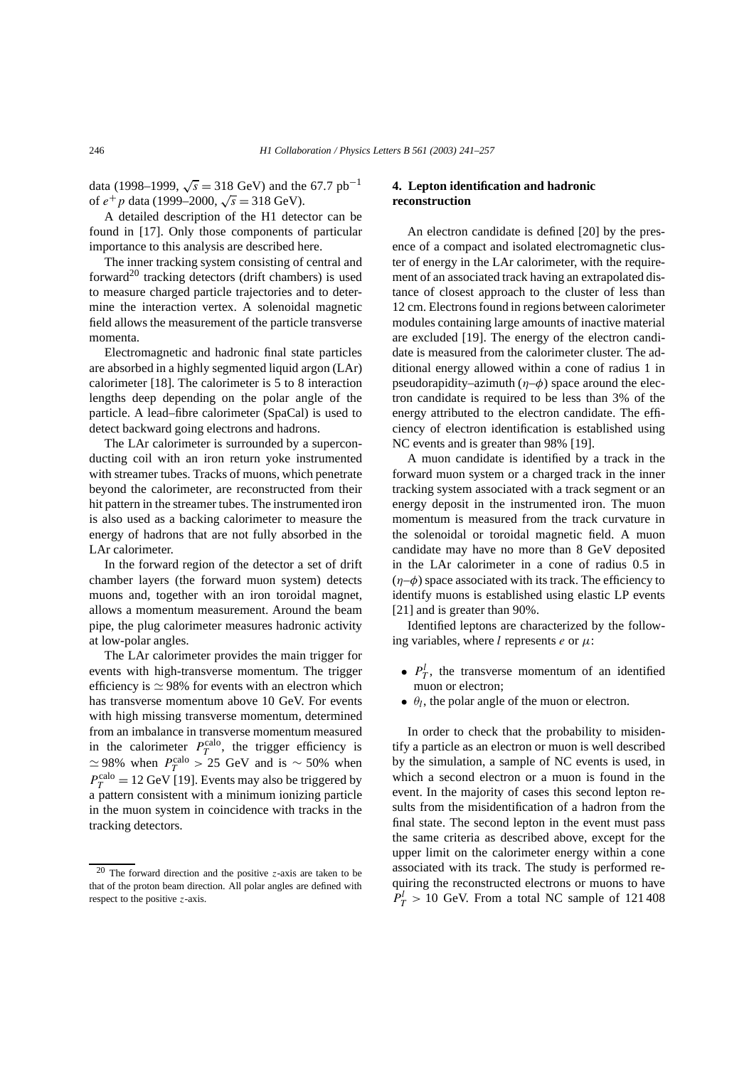data (1998–1999, $\sqrt{s} = 318$ GeV) and the 67.7 pb$^{-1}$ of $e^+p$ data (1999–2000, $\sqrt{s} = 318$ GeV).

A detailed description of the H1 detector can be found in [17]. Only those components of particular importance to this analysis are described here.

The inner tracking system consisting of central and forward[20] tracking detectors (drift chambers) is used to measure charged particle trajectories and to determine the interaction vertex. A solenoidal magnetic field allows the measurement of the particle transverse momenta.

Electromagnetic and hadronic final state particles are absorbed in a highly segmented liquid argon (LAr) calorimeter [18]. The calorimeter is 5 to 8 interaction lengths deep depending on the polar angle of the particle. A lead–fibre calorimeter (SpaCal) is used to detect backward going electrons and hadrons.

The LAr calorimeter is surrounded by a superconducting coil with an iron return yoke instrumented with streamer tubes. Tracks of muons, which penetrate beyond the calorimeter, are reconstructed from their hit pattern in the streamer tubes. The instrumented iron is also used as a backing calorimeter to measure the energy of hadrons that are not fully absorbed in the LAr calorimeter.

In the forward region of the detector a set of drift chamber layers (the forward muon system) detects muons and, together with an iron toroidal magnet, allows a momentum measurement. Around the beam pipe, the plug calorimeter measures hadronic activity at low-polar angles.

The LAr calorimeter provides the main trigger for events with high-transverse momentum. The trigger efficiency is $\simeq 98\%$ for events with an electron which has transverse momentum above 10 GeV. For events with high missing transverse momentum, determined from an imbalance in transverse momentum measured in the calorimeter $P_T^{\mathrm{calo}}$, the trigger efficiency is $\simeq 98\%$ when $P_T^{\mathrm{calo}} > 25$ GeV and is $\sim 50\%$ when $P_T^{\mathrm{calo}} = 12$ GeV [19]. Events may also be triggered by a pattern consistent with a minimum ionizing particle in the muon system in coincidence with tracks in the tracking detectors.

[20] The forward direction and the positive $z$-axis are taken to be that of the proton beam direction. All polar angles are defined with respect to the positive $z$-axis.

## 4. Lepton identification and hadronic reconstruction

An electron candidate is defined [20] by the presence of a compact and isolated electromagnetic cluster of energy in the LAr calorimeter, with the requirement of an associated track having an extrapolated distance of closest approach to the cluster of less than 12 cm. Electrons found in regions between calorimeter modules containing large amounts of inactive material are excluded [19]. The energy of the electron candidate is measured from the calorimeter cluster. The additional energy allowed within a cone of radius 1 in pseudorapidity–azimuth ($\eta$–$\phi$) space around the electron candidate is required to be less than 3% of the energy attributed to the electron candidate. The efficiency of electron identification is established using NC events and is greater than 98% [19].

A muon candidate is identified by a track in the forward muon system or a charged track in the inner tracking system associated with a track segment or an energy deposit in the instrumented iron. The muon momentum is measured from the track curvature in the solenoidal or toroidal magnetic field. A muon candidate may have no more than 8 GeV deposited in the LAr calorimeter in a cone of radius 0.5 in ($\eta$–$\phi$) space associated with its track. The efficiency to identify muons is established using elastic LP events [21] and is greater than 90%.

Identified leptons are characterized by the following variables, where $l$ represents $e$ or $\mu$:

- $P_T^l$, the transverse momentum of an identified muon or electron;
- $\theta_l$, the polar angle of the muon or electron.

In order to check that the probability to misidentify a particle as an electron or muon is well described by the simulation, a sample of NC events is used, in which a second electron or a muon is found in the event. In the majority of cases this second lepton results from the misidentification of a hadron from the final state. The second lepton in the event must pass the same criteria as described above, except for the upper limit on the calorimeter energy within a cone associated with its track. The study is performed requiring the reconstructed electrons or muons to have $P_T^l > 10$ GeV. From a total NC sample of 121 408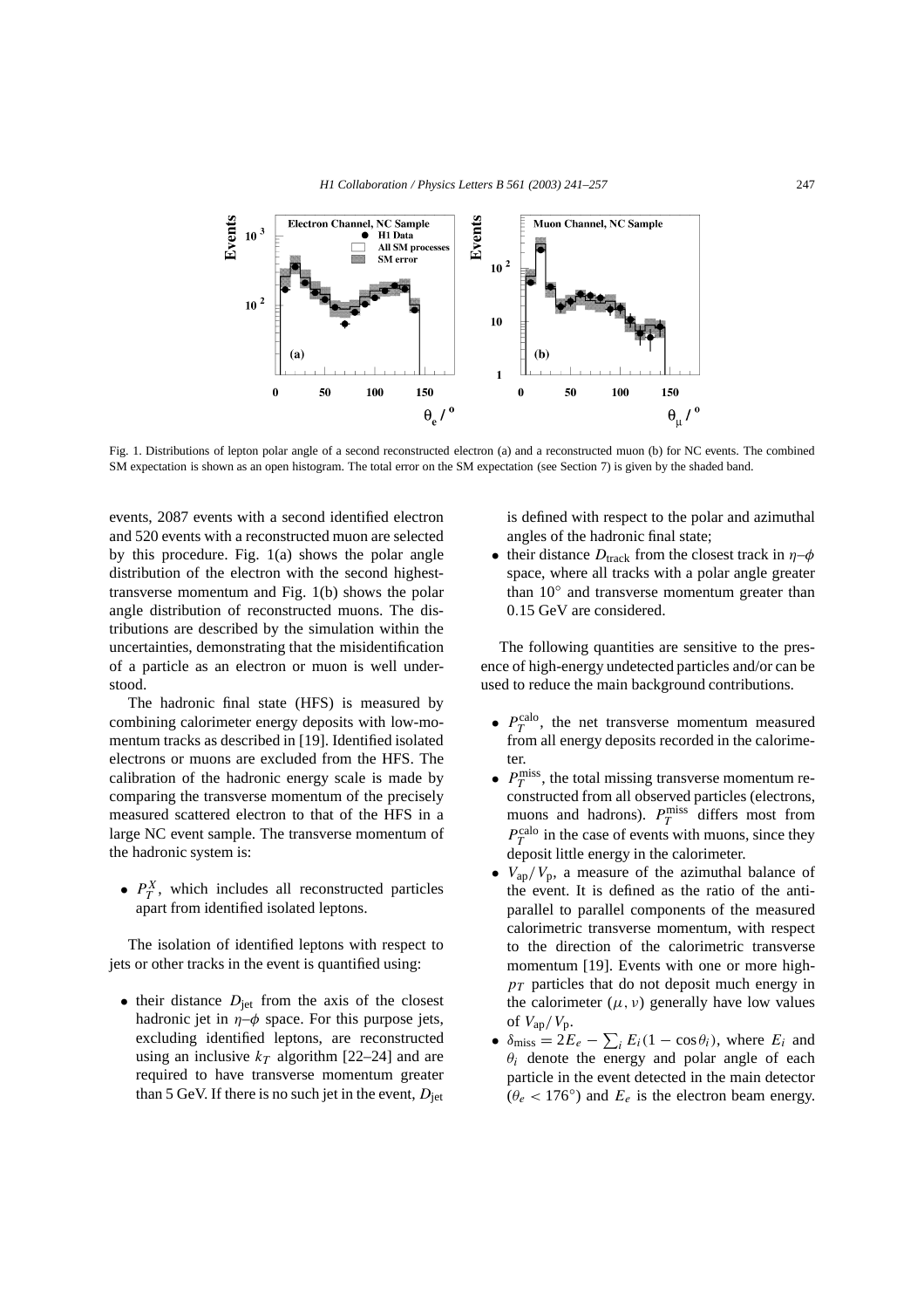Fig. 1. Distributions of lepton polar angle of a second reconstructed electron (a) and a reconstructed muon (b) for NC events. The combined SM expectation is shown as an open histogram. The total error on the SM expectation (see Section 7) is given by the shaded band.

events, 2087 events with a second identified electron and 520 events with a reconstructed muon are selected by this procedure. Fig. 1(a) shows the polar angle distribution of the electron with the second highest-transverse momentum and Fig. 1(b) shows the polar angle distribution of reconstructed muons. The distributions are described by the simulation within the uncertainties, demonstrating that the misidentification of a particle as an electron or muon is well understood.

The hadronic final state (HFS) is measured by combining calorimeter energy deposits with low-momentum tracks as described in [19]. Identified isolated electrons or muons are excluded from the HFS. The calibration of the hadronic energy scale is made by comparing the transverse momentum of the precisely measured scattered electron to that of the HFS in a large NC event sample. The transverse momentum of the hadronic system is:

- $P_T^X$, which includes all reconstructed particles apart from identified isolated leptons.

The isolation of identified leptons with respect to jets or other tracks in the event is quantified using:

- their distance $D_{\text{jet}}$ from the axis of the closest hadronic jet in $\eta$–$\phi$ space. For this purpose jets, excluding identified leptons, are reconstructed using an inclusive $k_T$ algorithm [22–24] and are required to have transverse momentum greater than 5 GeV. If there is no such jet in the event, $D_{\text{jet}}$ is defined with respect to the polar and azimuthal angles of the hadronic final state;
- their distance $D_{\text{track}}$ from the closest track in $\eta$–$\phi$ space, where all tracks with a polar angle greater than $10^\circ$ and transverse momentum greater than 0.15 GeV are considered.

The following quantities are sensitive to the presence of high-energy undetected particles and/or can be used to reduce the main background contributions.

- $P_T^{\text{calo}}$, the net transverse momentum measured from all energy deposits recorded in the calorimeter.
- $P_T^{\text{miss}}$, the total missing transverse momentum reconstructed from all observed particles (electrons, muons and hadrons). $P_T^{\text{miss}}$ differs most from $P_T^{\text{calo}}$ in the case of events with muons, since they deposit little energy in the calorimeter.
- $V_{\text{ap}}/V_{\text{p}}$, a measure of the azimuthal balance of the event. It is defined as the ratio of the anti-parallel to parallel components of the measured calorimetric transverse momentum, with respect to the direction of the calorimetric transverse momentum [19]. Events with one or more high-$p_T$ particles that do not deposit much energy in the calorimeter ($\mu$, $\nu$) generally have low values of $V_{\text{ap}}/V_{\text{p}}$.
- $\delta_{\text{miss}} = 2E_e - \sum_i E_i(1 - \cos\theta_i)$, where $E_i$ and $\theta_i$ denote the energy and polar angle of each particle in the event detected in the main detector ($\theta_e < 176^\circ$) and $E_e$ is the electron beam energy.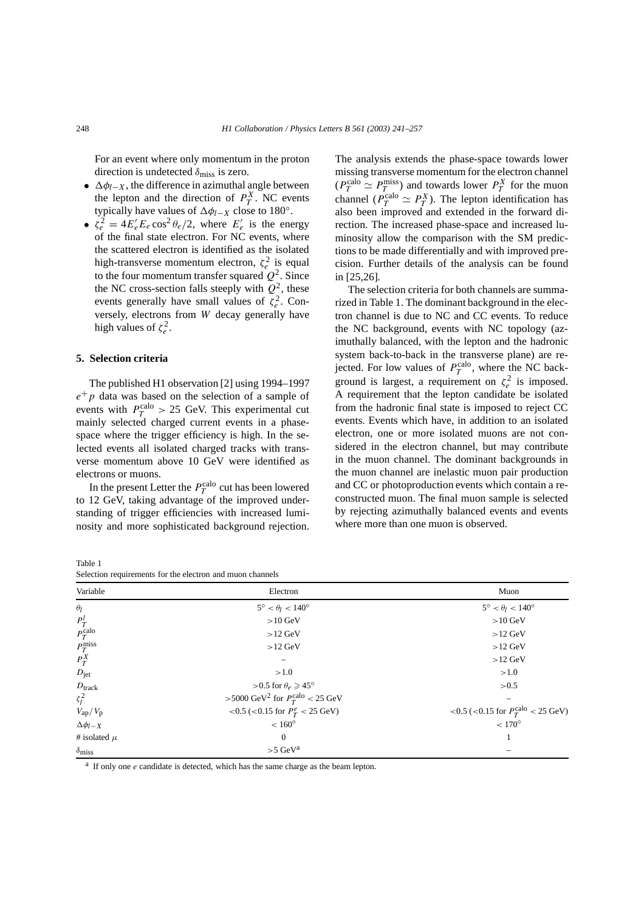For an event where only momentum in the proton direction is undetected $\delta_{\text{miss}}$ is zero.

- $\Delta\phi_{l-X}$, the difference in azimuthal angle between the lepton and the direction of $P_T^X$. NC events typically have values of $\Delta\phi_{l-X}$ close to 180°.
- $\zeta_e^2 = 4E_e' E_e \cos^2\theta_e/2$, where $E_e'$ is the energy of the final state electron. For NC events, where the scattered electron is identified as the isolated high-transverse momentum electron, $\zeta_e^2$ is equal to the four momentum transfer squared $Q^2$. Since the NC cross-section falls steeply with $Q^2$, these events generally have small values of $\zeta_e^2$. Conversely, electrons from $W$ decay generally have high values of $\zeta_e^2$.

## 5. Selection criteria

The published H1 observation [2] using 1994–1997 $e^+p$ data was based on the selection of a sample of events with $P_T^{\text{calo}} > 25$ GeV. This experimental cut mainly selected charged current events in a phase-space where the trigger efficiency is high. In the selected events all isolated charged tracks with transverse momentum above 10 GeV were identified as electrons or muons.

In the present Letter the $P_T^{\text{calo}}$ cut has been lowered to 12 GeV, taking advantage of the improved understanding of trigger efficiencies with increased luminosity and more sophisticated background rejection. The analysis extends the phase-space towards lower missing transverse momentum for the electron channel ($P_T^{\text{calo}} \simeq P_T^{\text{miss}}$) and towards lower $P_T^X$ for the muon channel ($P_T^{\text{calo}} \simeq P_T^X$). The lepton identification has also been improved and extended in the forward direction. The increased phase-space and increased luminosity allow the comparison with the SM predictions to be made differentially and with improved precision. Further details of the analysis can be found in [25,26].

The selection criteria for both channels are summarized in Table 1. The dominant background in the electron channel is due to NC and CC events. To reduce the NC background, events with NC topology (azimuthally balanced, with the lepton and the hadronic system back-to-back in the transverse plane) are rejected. For low values of $P_T^{\text{calo}}$, where the NC background is largest, a requirement on $\zeta_e^2$ is imposed. A requirement that the lepton candidate be isolated from the hadronic final state is imposed to reject CC events. Events which have, in addition to an isolated electron, one or more isolated muons are not considered in the electron channel, but may contribute in the muon channel. The dominant backgrounds in the muon channel are inelastic muon pair production and CC or photoproduction events which contain a reconstructed muon. The final muon sample is selected by rejecting azimuthally balanced events and events where more than one muon is observed.

Table 1
Selection requirements for the electron and muon channels

| Variable | Electron | Muon |
|---|---|---|
| $\theta_l$ | $5° < \theta_l < 140°$ | $5° < \theta_l < 140°$ |
| $P_T^l$ | $>10$ GeV | $>10$ GeV |
| $P_T^{\text{calo}}$ | $>12$ GeV | $>12$ GeV |
| $P_T^{\text{miss}}$ | $>12$ GeV | $>12$ GeV |
| $P_T^X$ | – | $>12$ GeV |
| $D_{\text{jet}}$ | $>1.0$ | $>1.0$ |
| $D_{\text{track}}$ | $>0.5$ for $\theta_e \geqslant 45°$ | $>0.5$ |
| $\zeta_l^2$ | $>5000$ GeV$^2$ for $P_T^{\text{calo}} < 25$ GeV | – |
| $V_{\text{ap}}/V_{\text{p}}$ | $<0.5$ ($<0.15$ for $P_T^e < 25$ GeV) | $<0.5$ ($<0.15$ for $P_T^{\text{calo}} < 25$ GeV) |
| $\Delta\phi_{l-X}$ | $< 160°$ | $< 170°$ |
| # isolated $\mu$ | 0 | 1 |
| $\delta_{\text{miss}}$ | $>5$ GeV[a] | – |

[a] If only one $e$ candidate is detected, which has the same charge as the beam lepton.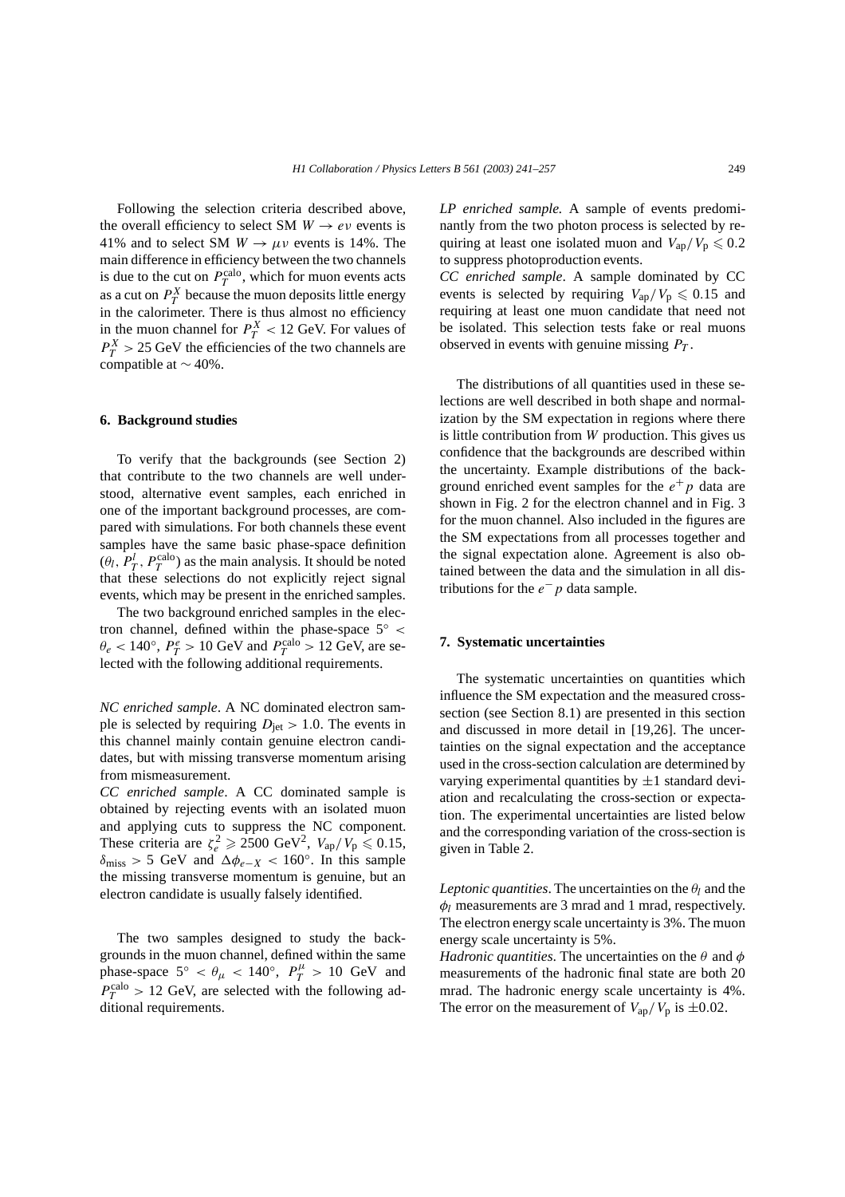Following the selection criteria described above, the overall efficiency to select SM $W \to e\nu$ events is 41% and to select SM $W \to \mu\nu$ events is 14%. The main difference in efficiency between the two channels is due to the cut on $P_T^{\text{calo}}$, which for muon events acts as a cut on $P_T^X$ because the muon deposits little energy in the calorimeter. There is thus almost no efficiency in the muon channel for $P_T^X < 12$ GeV. For values of $P_T^X > 25$ GeV the efficiencies of the two channels are compatible at $\sim 40\%$.

## 6. Background studies

To verify that the backgrounds (see Section 2) that contribute to the two channels are well understood, alternative event samples, each enriched in one of the important background processes, are compared with simulations. For both channels these event samples have the same basic phase-space definition ($\theta_l$, $P_T^l$, $P_T^{\text{calo}}$) as the main analysis. It should be noted that these selections do not explicitly reject signal events, which may be present in the enriched samples.

The two background enriched samples in the electron channel, defined within the phase-space $5^\circ < \theta_e < 140^\circ$, $P_T^e > 10$ GeV and $P_T^{\text{calo}} > 12$ GeV, are selected with the following additional requirements.

*NC enriched sample*. A NC dominated electron sample is selected by requiring $D_{\text{jet}} > 1.0$. The events in this channel mainly contain genuine electron candidates, but with missing transverse momentum arising from mismeasurement.

*CC enriched sample*. A CC dominated sample is obtained by rejecting events with an isolated muon and applying cuts to suppress the NC component. These criteria are $\zeta_e^2 \geqslant 2500$ GeV$^2$, $V_{\text{ap}}/V_{\text{p}} \leqslant 0.15$, $\delta_{\text{miss}} > 5$ GeV and $\Delta\phi_{e-X} < 160^\circ$. In this sample the missing transverse momentum is genuine, but an electron candidate is usually falsely identified.

The two samples designed to study the backgrounds in the muon channel, defined within the same phase-space $5^\circ < \theta_\mu < 140^\circ$, $P_T^\mu > 10$ GeV and $P_T^{\text{calo}} > 12$ GeV, are selected with the following additional requirements.

*LP enriched sample.* A sample of events predominantly from the two photon process is selected by requiring at least one isolated muon and $V_{\text{ap}}/V_{\text{p}} \leqslant 0.2$ to suppress photoproduction events.

*CC enriched sample*. A sample dominated by CC events is selected by requiring $V_{\text{ap}}/V_{\text{p}} \leqslant 0.15$ and requiring at least one muon candidate that need not be isolated. This selection tests fake or real muons observed in events with genuine missing $P_T$.

The distributions of all quantities used in these selections are well described in both shape and normalization by the SM expectation in regions where there is little contribution from $W$ production. This gives us confidence that the backgrounds are described within the uncertainty. Example distributions of the background enriched event samples for the $e^+p$ data are shown in Fig. 2 for the electron channel and in Fig. 3 for the muon channel. Also included in the figures are the SM expectations from all processes together and the signal expectation alone. Agreement is also obtained between the data and the simulation in all distributions for the $e^-p$ data sample.

## 7. Systematic uncertainties

The systematic uncertainties on quantities which influence the SM expectation and the measured cross-section (see Section 8.1) are presented in this section and discussed in more detail in [19,26]. The uncertainties on the signal expectation and the acceptance used in the cross-section calculation are determined by varying experimental quantities by $\pm 1$ standard deviation and recalculating the cross-section or expectation. The experimental uncertainties are listed below and the corresponding variation of the cross-section is given in Table 2.

*Leptonic quantities*. The uncertainties on the $\theta_l$ and the $\phi_l$ measurements are 3 mrad and 1 mrad, respectively. The electron energy scale uncertainty is 3%. The muon energy scale uncertainty is 5%.

*Hadronic quantities*. The uncertainties on the $\theta$ and $\phi$ measurements of the hadronic final state are both 20 mrad. The hadronic energy scale uncertainty is 4%. The error on the measurement of $V_{\text{ap}}/V_{\text{p}}$ is $\pm 0.02$.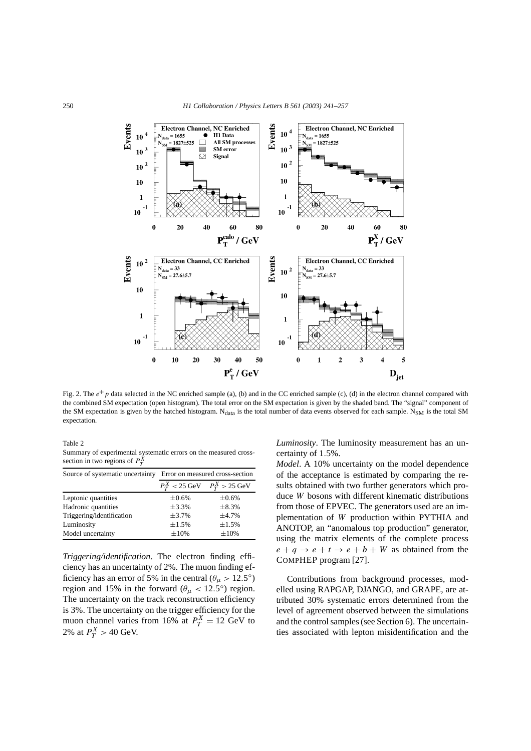Fig. 2. The $e^+p$ data selected in the NC enriched sample (a), (b) and in the CC enriched sample (c), (d) in the electron channel compared with the combined SM expectation (open histogram). The total error on the SM expectation is given by the shaded band. The "signal" component of the SM expectation is given by the hatched histogram. $N_{data}$ is the total number of data events observed for each sample. $N_{SM}$ is the total SM expectation.

Table 2
Summary of experimental systematic errors on the measured cross-section in two regions of $P_T^X$

| Source of systematic uncertainty | Error on measured cross-section | |
|---|---|---|
| | $P_T^X < 25$ GeV | $P_T^X > 25$ GeV |
| Leptonic quantities | $\pm 0.6\%$ | $\pm 0.6\%$ |
| Hadronic quantities | $\pm 3.3\%$ | $\pm 8.3\%$ |
| Triggering/identification | $\pm 3.7\%$ | $\pm 4.7\%$ |
| Luminosity | $\pm 1.5\%$ | $\pm 1.5\%$ |
| Model uncertainty | $\pm 10\%$ | $\pm 10\%$ |

*Triggering/identification*. The electron finding efficiency has an uncertainty of 2%. The muon finding efficiency has an error of 5% in the central ($\theta_\mu > 12.5^\circ$) region and 15% in the forward ($\theta_\mu < 12.5^\circ$) region. The uncertainty on the track reconstruction efficiency is 3%. The uncertainty on the trigger efficiency for the muon channel varies from 16% at $P_T^X = 12$ GeV to 2% at $P_T^X > 40$ GeV.

*Luminosity*. The luminosity measurement has an uncertainty of 1.5%.

*Model*. A 10% uncertainty on the model dependence of the acceptance is estimated by comparing the results obtained with two further generators which produce $W$ bosons with different kinematic distributions from those of EPVEC. The generators used are an implementation of $W$ production within PYTHIA and ANOTOP, an "anomalous top production" generator, using the matrix elements of the complete process $e + q \to e + t \to e + b + W$ as obtained from the COMPHEP program [27].

Contributions from background processes, modelled using RAPGAP, DJANGO, and GRAPE, are attributed 30% systematic errors determined from the level of agreement observed between the simulations and the control samples (see Section 6). The uncertainties associated with lepton misidentification and the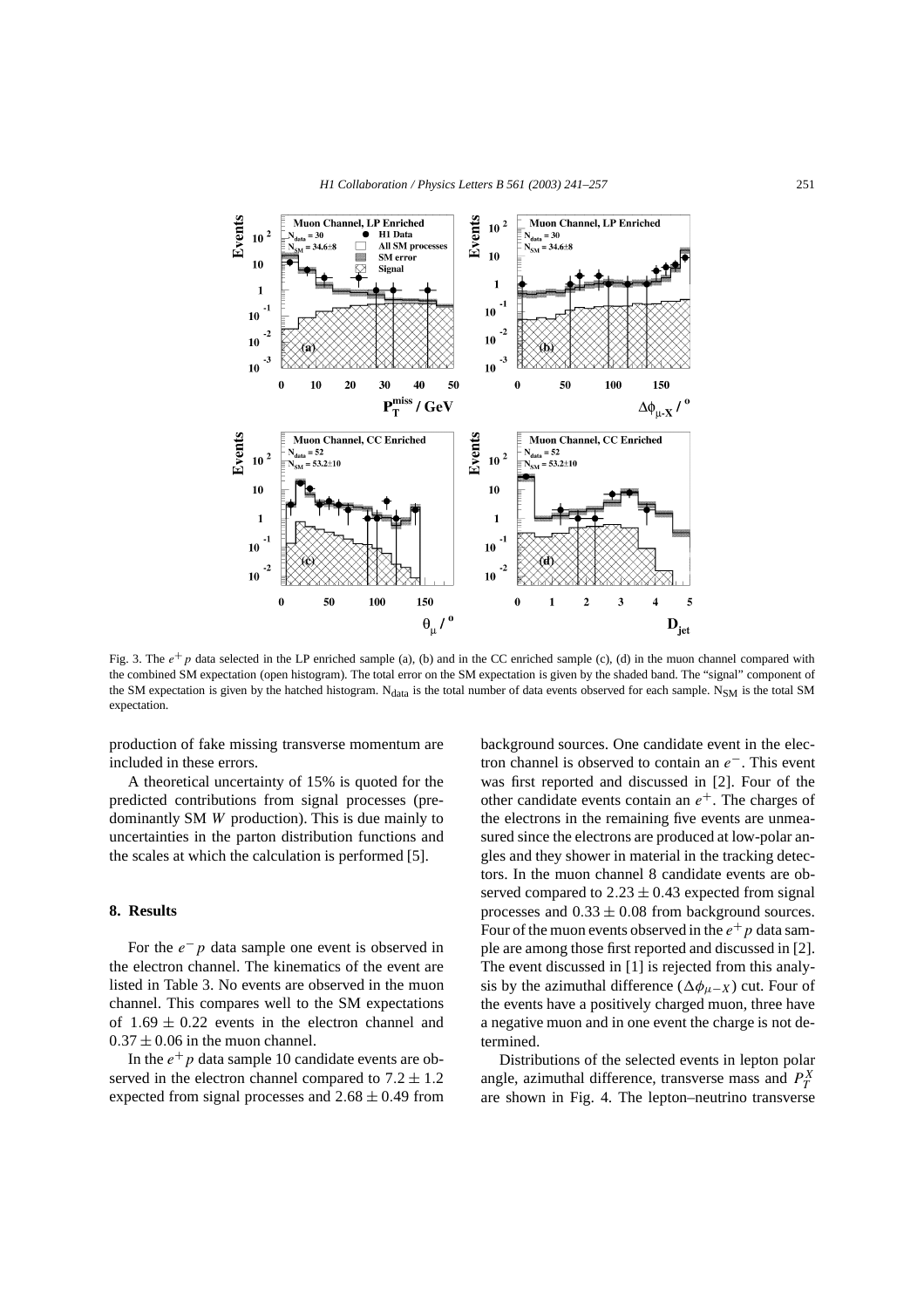Fig. 3. The $e^+ p$ data selected in the LP enriched sample (a), (b) and in the CC enriched sample (c), (d) in the muon channel compared with the combined SM expectation (open histogram). The total error on the SM expectation is given by the shaded band. The "signal" component of the SM expectation is given by the hatched histogram. $N_{data}$ is the total number of data events observed for each sample. $N_{SM}$ is the total SM expectation.

production of fake missing transverse momentum are included in these errors.

A theoretical uncertainty of 15% is quoted for the predicted contributions from signal processes (predominantly SM $W$ production). This is due mainly to uncertainties in the parton distribution functions and the scales at which the calculation is performed [5].

## 8. Results

For the $e^- p$ data sample one event is observed in the electron channel. The kinematics of the event are listed in Table 3. No events are observed in the muon channel. This compares well to the SM expectations of $1.69 \pm 0.22$ events in the electron channel and $0.37 \pm 0.06$ in the muon channel.

In the $e^+ p$ data sample 10 candidate events are observed in the electron channel compared to $7.2 \pm 1.2$ expected from signal processes and $2.68 \pm 0.49$ from background sources. One candidate event in the electron channel is observed to contain an $e^-$. This event was first reported and discussed in [2]. Four of the other candidate events contain an $e^+$. The charges of the electrons in the remaining five events are unmeasured since the electrons are produced at low-polar angles and they shower in material in the tracking detectors. In the muon channel 8 candidate events are observed compared to $2.23 \pm 0.43$ expected from signal processes and $0.33 \pm 0.08$ from background sources. Four of the muon events observed in the $e^+ p$ data sample are among those first reported and discussed in [2]. The event discussed in [1] is rejected from this analysis by the azimuthal difference ($\Delta\phi_{\mu-X}$) cut. Four of the events have a positively charged muon, three have a negative muon and in one event the charge is not determined.

Distributions of the selected events in lepton polar angle, azimuthal difference, transverse mass and $P_T^X$ are shown in Fig. 4. The lepton–neutrino transverse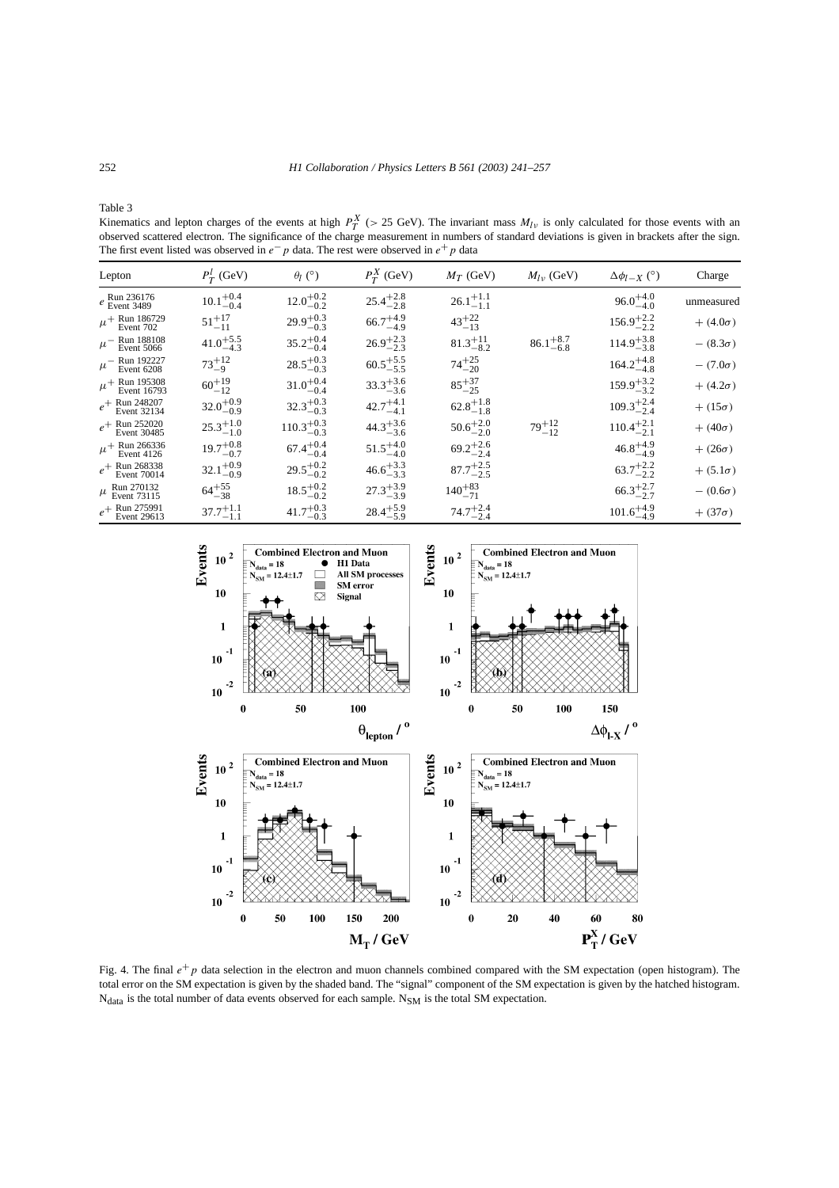Table 3

Kinematics and lepton charges of the events at high $P_T^X$ (> 25 GeV). The invariant mass $M_{l\nu}$ is only calculated for those events with an observed scattered electron. The significance of the charge measurement in numbers of standard deviations is given in brackets after the sign. The first event listed was observed in $e^-p$ data. The rest were observed in $e^+p$ data

| Lepton | $P_T^l$ (GeV) | $\theta_l$ (°) | $P_T^X$ (GeV) | $M_T$ (GeV) | $M_{l\nu}$ (GeV) | $\Delta\phi_{l-X}$ (°) | Charge |
|---|---|---|---|---|---|---|---|
| $e$ Run 236176 Event 3489 | $10.1^{+0.4}_{-0.4}$ | $12.0^{+0.2}_{-0.2}$ | $25.4^{+2.8}_{-2.8}$ | $26.1^{+1.1}_{-1.1}$ | | $96.0^{+4.0}_{-4.0}$ | unmeasured |
| $\mu^+$ Run 186729 Event 702 | $51^{+17}_{-11}$ | $29.9^{+0.3}_{-0.3}$ | $66.7^{+4.9}_{-4.9}$ | $43^{+22}_{-13}$ | | $156.9^{+2.2}_{-2.2}$ | $+\ (4.0\sigma)$ |
| $\mu^-$ Run 188108 Event 5066 | $41.0^{+5.5}_{-4.3}$ | $35.2^{+0.4}_{-0.4}$ | $26.9^{+2.3}_{-2.3}$ | $81.3^{+11}_{-8.2}$ | $86.1^{+8.7}_{-6.8}$ | $114.9^{+3.8}_{-3.8}$ | $-\ (8.3\sigma)$ |
| $\mu^-$ Run 192227 Event 6208 | $73^{+12}_{-9}$ | $28.5^{+0.3}_{-0.3}$ | $60.5^{+5.5}_{-5.5}$ | $74^{+25}_{-20}$ | | $164.2^{+4.8}_{-4.8}$ | $-\ (7.0\sigma)$ |
| $\mu^+$ Run 195308 Event 16793 | $60^{+19}_{-12}$ | $31.0^{+0.4}_{-0.4}$ | $33.3^{+3.6}_{-3.6}$ | $85^{+37}_{-25}$ | | $159.9^{+3.2}_{-3.2}$ | $+\ (4.2\sigma)$ |
| $e^+$ Run 248207 Event 32134 | $32.0^{+0.9}_{-0.9}$ | $32.3^{+0.3}_{-0.3}$ | $42.7^{+4.1}_{-4.1}$ | $62.8^{+1.8}_{-1.8}$ | | $109.3^{+2.4}_{-2.4}$ | $+\ (15\sigma)$ |
| $e^+$ Run 252020 Event 30485 | $25.3^{+1.0}_{-1.0}$ | $110.3^{+0.3}_{-0.3}$ | $44.3^{+3.6}_{-3.6}$ | $50.6^{+2.0}_{-2.0}$ | $79^{+12}_{-12}$ | $110.4^{+2.1}_{-2.1}$ | $+\ (40\sigma)$ |
| $\mu^+$ Run 266336 Event 4126 | $19.7^{+0.8}_{-0.7}$ | $67.4^{+0.4}_{-0.4}$ | $51.5^{+4.0}_{-4.0}$ | $69.2^{+2.6}_{-2.4}$ | | $46.8^{+4.9}_{-4.9}$ | $+\ (26\sigma)$ |
| $e^+$ Run 268338 Event 70014 | $32.1^{+0.9}_{-0.9}$ | $29.5^{+0.2}_{-0.2}$ | $46.6^{+3.3}_{-3.3}$ | $87.7^{+2.5}_{-2.5}$ | | $63.7^{+2.2}_{-2.2}$ | $+\ (5.1\sigma)$ |
| $\mu$ Run 270132 Event 73115 | $64^{+55}_{-38}$ | $18.5^{+0.2}_{-0.2}$ | $27.3^{+3.9}_{-3.9}$ | $140^{+83}_{-71}$ | | $66.3^{+2.7}_{-2.7}$ | $-\ (0.6\sigma)$ |
| $e^+$ Run 275991 Event 29613 | $37.7^{+1.1}_{-1.1}$ | $41.7^{+0.3}_{-0.3}$ | $28.4^{+5.9}_{-5.9}$ | $74.7^{+2.4}_{-2.4}$ | | $101.6^{+4.9}_{-4.9}$ | $+\ (37\sigma)$ |

Fig. 4. The final $e^+p$ data selection in the electron and muon channels combined compared with the SM expectation (open histogram). The total error on the SM expectation is given by the shaded band. The "signal" component of the SM expectation is given by the hatched histogram. $\mathrm{N_{data}}$ is the total number of data events observed for each sample. $\mathrm{N_{SM}}$ is the total SM expectation.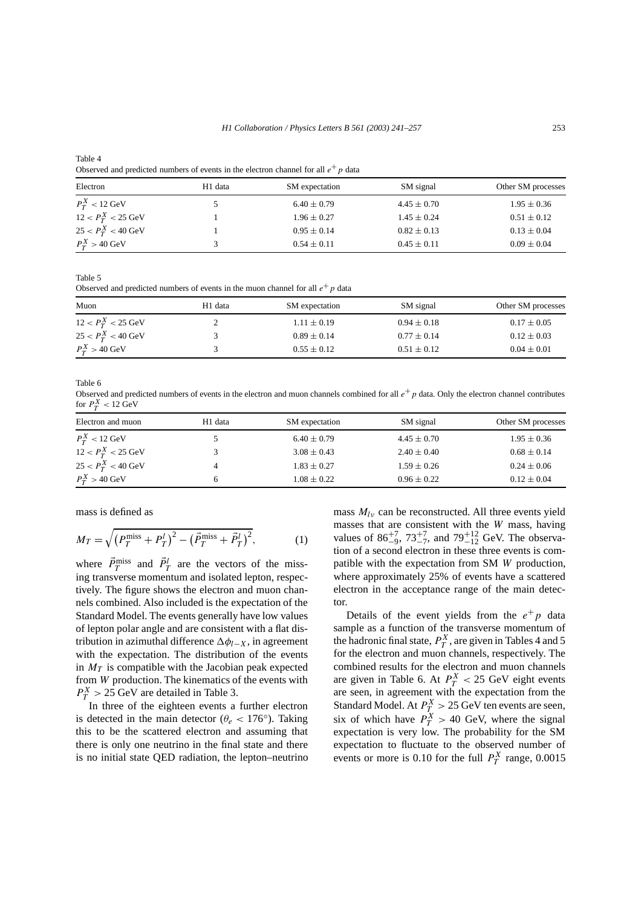Table 4
Observed and predicted numbers of events in the electron channel for all $e^+p$ data

| Electron | H1 data | SM expectation | SM signal | Other SM processes |
|---|---|---|---|---|
| $P_T^X < 12$ GeV | 5 | $6.40 \pm 0.79$ | $4.45 \pm 0.70$ | $1.95 \pm 0.36$ |
| $12 < P_T^X < 25$ GeV | 1 | $1.96 \pm 0.27$ | $1.45 \pm 0.24$ | $0.51 \pm 0.12$ |
| $25 < P_T^X < 40$ GeV | 1 | $0.95 \pm 0.14$ | $0.82 \pm 0.13$ | $0.13 \pm 0.04$ |
| $P_T^X > 40$ GeV | 3 | $0.54 \pm 0.11$ | $0.45 \pm 0.11$ | $0.09 \pm 0.04$ |

Table 5
Observed and predicted numbers of events in the muon channel for all $e^+p$ data

| Muon | H1 data | SM expectation | SM signal | Other SM processes |
|---|---|---|---|---|
| $12 < P_T^X < 25$ GeV | 2 | $1.11 \pm 0.19$ | $0.94 \pm 0.18$ | $0.17 \pm 0.05$ |
| $25 < P_T^X < 40$ GeV | 3 | $0.89 \pm 0.14$ | $0.77 \pm 0.14$ | $0.12 \pm 0.03$ |
| $P_T^X > 40$ GeV | 3 | $0.55 \pm 0.12$ | $0.51 \pm 0.12$ | $0.04 \pm 0.01$ |

Table 6
Observed and predicted numbers of events in the electron and muon channels combined for all $e^+p$ data. Only the electron channel contributes for $P_T^X < 12$ GeV

| Electron and muon | H1 data | SM expectation | SM signal | Other SM processes |
|---|---|---|---|---|
| $P_T^X < 12$ GeV | 5 | $6.40 \pm 0.79$ | $4.45 \pm 0.70$ | $1.95 \pm 0.36$ |
| $12 < P_T^X < 25$ GeV | 3 | $3.08 \pm 0.43$ | $2.40 \pm 0.40$ | $0.68 \pm 0.14$ |
| $25 < P_T^X < 40$ GeV | 4 | $1.83 \pm 0.27$ | $1.59 \pm 0.26$ | $0.24 \pm 0.06$ |
| $P_T^X > 40$ GeV | 6 | $1.08 \pm 0.22$ | $0.96 \pm 0.22$ | $0.12 \pm 0.04$ |

mass is defined as

$$M_T = \sqrt{\left(P_T^{\text{miss}} + P_T^l\right)^2 - \left(\vec{P}_T^{\text{miss}} + \vec{P}_T^l\right)^2}, \qquad (1)$$

where $\vec{P}_T^{\text{miss}}$ and $\vec{P}_T^l$ are the vectors of the missing transverse momentum and isolated lepton, respectively. The figure shows the electron and muon channels combined. Also included is the expectation of the Standard Model. The events generally have low values of lepton polar angle and are consistent with a flat distribution in azimuthal difference $\Delta\phi_{l-X}$, in agreement with the expectation. The distribution of the events in $M_T$ is compatible with the Jacobian peak expected from $W$ production. The kinematics of the events with $P_T^X > 25$ GeV are detailed in Table 3.

In three of the eighteen events a further electron is detected in the main detector ($\theta_e < 176°$). Taking this to be the scattered electron and assuming that there is only one neutrino in the final state and there is no initial state QED radiation, the lepton–neutrino mass $M_{l\nu}$ can be reconstructed. All three events yield masses that are consistent with the $W$ mass, having values of $86^{+7}_{-9}$, $73^{+7}_{-7}$, and $79^{+12}_{-12}$ GeV. The observation of a second electron in these three events is compatible with the expectation from SM $W$ production, where approximately 25% of events have a scattered electron in the acceptance range of the main detector.

Details of the event yields from the $e^+p$ data sample as a function of the transverse momentum of the hadronic final state, $P_T^X$, are given in Tables 4 and 5 for the electron and muon channels, respectively. The combined results for the electron and muon channels are given in Table 6. At $P_T^X < 25$ GeV eight events are seen, in agreement with the expectation from the Standard Model. At $P_T^X > 25$ GeV ten events are seen, six of which have $P_T^X > 40$ GeV, where the signal expectation is very low. The probability for the SM expectation to fluctuate to the observed number of events or more is 0.10 for the full $P_T^X$ range, 0.0015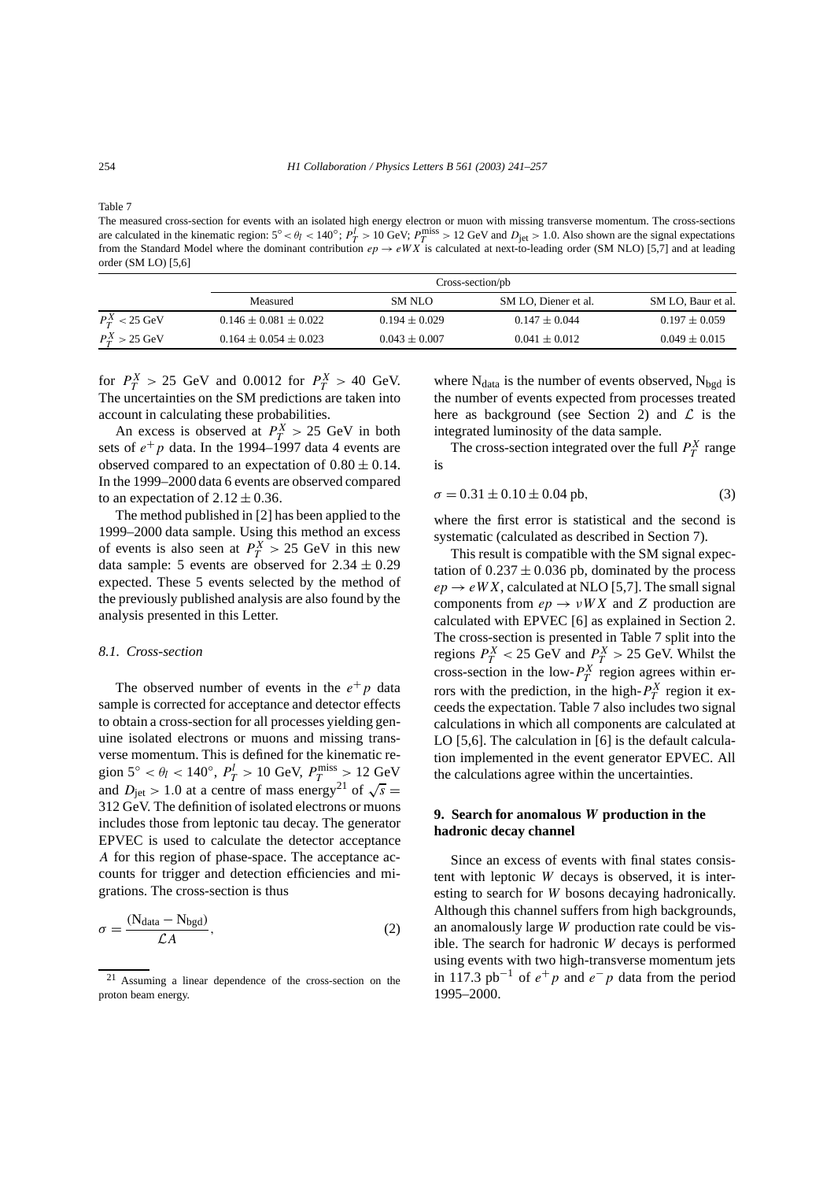Table 7

The measured cross-section for events with an isolated high energy electron or muon with missing transverse momentum. The cross-sections are calculated in the kinematic region: $5^\circ < \theta_l < 140^\circ$; $P_T^l > 10$ GeV; $P_T^{\rm miss} > 12$ GeV and $D_{\rm jet} > 1.0$. Also shown are the signal expectations from the Standard Model where the dominant contribution $ep \to eWX$ is calculated at next-to-leading order (SM NLO) [5,7] and at leading order (SM LO) [5,6]

| | Cross-section/pb | | | |
|---|---|---|---|---|
| | Measured | SM NLO | SM LO, Diener et al. | SM LO, Baur et al. |
| $P_T^X < 25$ GeV | $0.146 \pm 0.081 \pm 0.022$ | $0.194 \pm 0.029$ | $0.147 \pm 0.044$ | $0.197 \pm 0.059$ |
| $P_T^X > 25$ GeV | $0.164 \pm 0.054 \pm 0.023$ | $0.043 \pm 0.007$ | $0.041 \pm 0.012$ | $0.049 \pm 0.015$ |

for $P_T^X > 25$ GeV and 0.0012 for $P_T^X > 40$ GeV. The uncertainties on the SM predictions are taken into account in calculating these probabilities.

An excess is observed at $P_T^X > 25$ GeV in both sets of $e^+p$ data. In the 1994–1997 data 4 events are observed compared to an expectation of $0.80 \pm 0.14$. In the 1999–2000 data 6 events are observed compared to an expectation of $2.12 \pm 0.36$.

The method published in [2] has been applied to the 1999–2000 data sample. Using this method an excess of events is also seen at $P_T^X > 25$ GeV in this new data sample: 5 events are observed for $2.34 \pm 0.29$ expected. These 5 events selected by the method of the previously published analysis are also found by the analysis presented in this Letter.

### 8.1. Cross-section

The observed number of events in the $e^+p$ data sample is corrected for acceptance and detector effects to obtain a cross-section for all processes yielding genuine isolated electrons or muons and missing transverse momentum. This is defined for the kinematic region $5^\circ < \theta_l < 140^\circ$, $P_T^l > 10$ GeV, $P_T^{\rm miss} > 12$ GeV and $D_{\rm jet} > 1.0$ at a centre of mass energy[21] of $\sqrt{s} = 312$ GeV. The definition of isolated electrons or muons includes those from leptonic tau decay. The generator EPVEC is used to calculate the detector acceptance $A$ for this region of phase-space. The acceptance accounts for trigger and detection efficiencies and migrations. The cross-section is thus

$$\sigma = \frac{(N_{\rm data} - N_{\rm bgd})}{\mathcal{L}A}, \tag{2}$$

where $N_{\rm data}$ is the number of events observed, $N_{\rm bgd}$ is the number of events expected from processes treated here as background (see Section 2) and $\mathcal{L}$ is the integrated luminosity of the data sample.

The cross-section integrated over the full $P_T^X$ range is

$$\sigma = 0.31 \pm 0.10 \pm 0.04 \text{ pb}, \tag{3}$$

where the first error is statistical and the second is systematic (calculated as described in Section 7).

This result is compatible with the SM signal expectation of $0.237 \pm 0.036$ pb, dominated by the process $ep \to eWX$, calculated at NLO [5,7]. The small signal components from $ep \to \nu WX$ and $Z$ production are calculated with EPVEC [6] as explained in Section 2. The cross-section is presented in Table 7 split into the regions $P_T^X < 25$ GeV and $P_T^X > 25$ GeV. Whilst the cross-section in the low-$P_T^X$ region agrees within errors with the prediction, in the high-$P_T^X$ region it exceeds the expectation. Table 7 also includes two signal calculations in which all components are calculated at LO [5,6]. The calculation in [6] is the default calculation implemented in the event generator EPVEC. All the calculations agree within the uncertainties.

## 9. Search for anomalous *W* production in the hadronic decay channel

Since an excess of events with final states consistent with leptonic $W$ decays is observed, it is interesting to search for $W$ bosons decaying hadronically. Although this channel suffers from high backgrounds, an anomalously large $W$ production rate could be visible. The search for hadronic $W$ decays is performed using events with two high-transverse momentum jets in 117.3 pb$^{-1}$ of $e^+p$ and $e^-p$ data from the period 1995–2000.

[21] Assuming a linear dependence of the cross-section on the proton beam energy.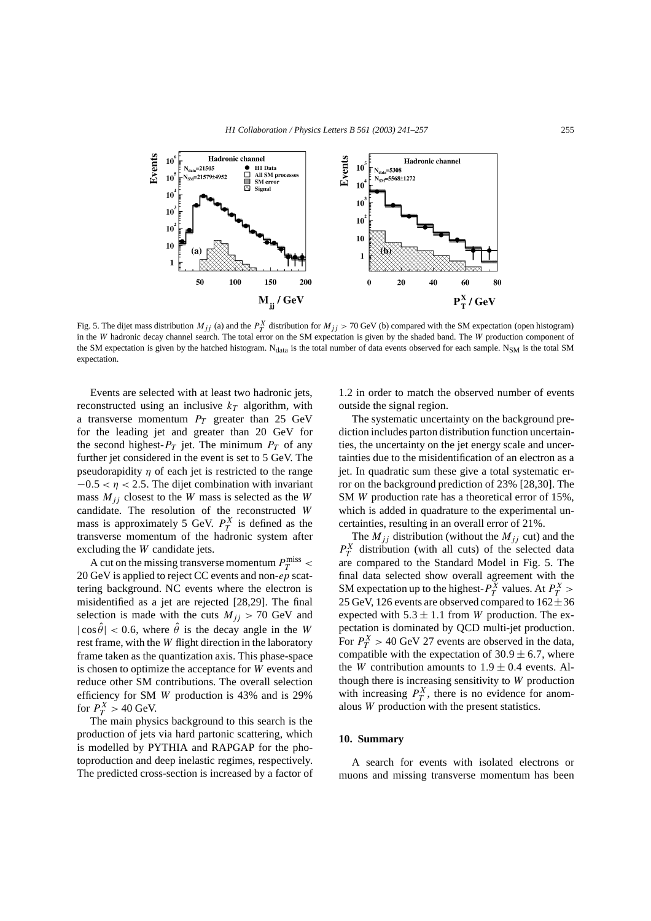Fig. 5. The dijet mass distribution $M_{jj}$ (a) and the $P_T^X$ distribution for $M_{jj} > 70$ GeV (b) compared with the SM expectation (open histogram) in the $W$ hadronic decay channel search. The total error on the SM expectation is given by the shaded band. The $W$ production component of the SM expectation is given by the hatched histogram. $N_{data}$ is the total number of data events observed for each sample. $N_{SM}$ is the total SM expectation.

Events are selected with at least two hadronic jets, reconstructed using an inclusive $k_T$ algorithm, with a transverse momentum $P_T$ greater than 25 GeV for the leading jet and greater than 20 GeV for the second highest-$P_T$ jet. The minimum $P_T$ of any further jet considered in the event is set to 5 GeV. The pseudorapidity $\eta$ of each jet is restricted to the range $-0.5 < \eta < 2.5$. The dijet combination with invariant mass $M_{jj}$ closest to the $W$ mass is selected as the $W$ candidate. The resolution of the reconstructed $W$ mass is approximately 5 GeV. $P_T^X$ is defined as the transverse momentum of the hadronic system after excluding the $W$ candidate jets.

A cut on the missing transverse momentum $P_T^{\text{miss}} < 20$ GeV is applied to reject CC events and non-$ep$ scattering background. NC events where the electron is misidentified as a jet are rejected [28,29]. The final selection is made with the cuts $M_{jj} > 70$ GeV and $|\cos\hat{\theta}| < 0.6$, where $\hat{\theta}$ is the decay angle in the $W$ rest frame, with the $W$ flight direction in the laboratory frame taken as the quantization axis. This phase-space is chosen to optimize the acceptance for $W$ events and reduce other SM contributions. The overall selection efficiency for SM $W$ production is 43% and is 29% for $P_T^X > 40$ GeV.

The main physics background to this search is the production of jets via hard partonic scattering, which is modelled by PYTHIA and RAPGAP for the photoproduction and deep inelastic regimes, respectively. The predicted cross-section is increased by a factor of 1.2 in order to match the observed number of events outside the signal region.

The systematic uncertainty on the background prediction includes parton distribution function uncertainties, the uncertainty on the jet energy scale and uncertainties due to the misidentification of an electron as a jet. In quadratic sum these give a total systematic error on the background prediction of 23% [28,30]. The SM $W$ production rate has a theoretical error of 15%, which is added in quadrature to the experimental uncertainties, resulting in an overall error of 21%.

The $M_{jj}$ distribution (without the $M_{jj}$ cut) and the $P_T^X$ distribution (with all cuts) of the selected data are compared to the Standard Model in Fig. 5. The final data selected show overall agreement with the SM expectation up to the highest-$P_T^X$ values. At $P_T^X > 25$ GeV, 126 events are observed compared to $162 \pm 36$ expected with $5.3 \pm 1.1$ from $W$ production. The expectation is dominated by QCD multi-jet production. For $P_T^X > 40$ GeV 27 events are observed in the data, compatible with the expectation of $30.9 \pm 6.7$, where the $W$ contribution amounts to $1.9 \pm 0.4$ events. Although there is increasing sensitivity to $W$ production with increasing $P_T^X$, there is no evidence for anomalous $W$ production with the present statistics.

## 10. Summary

A search for events with isolated electrons or muons and missing transverse momentum has been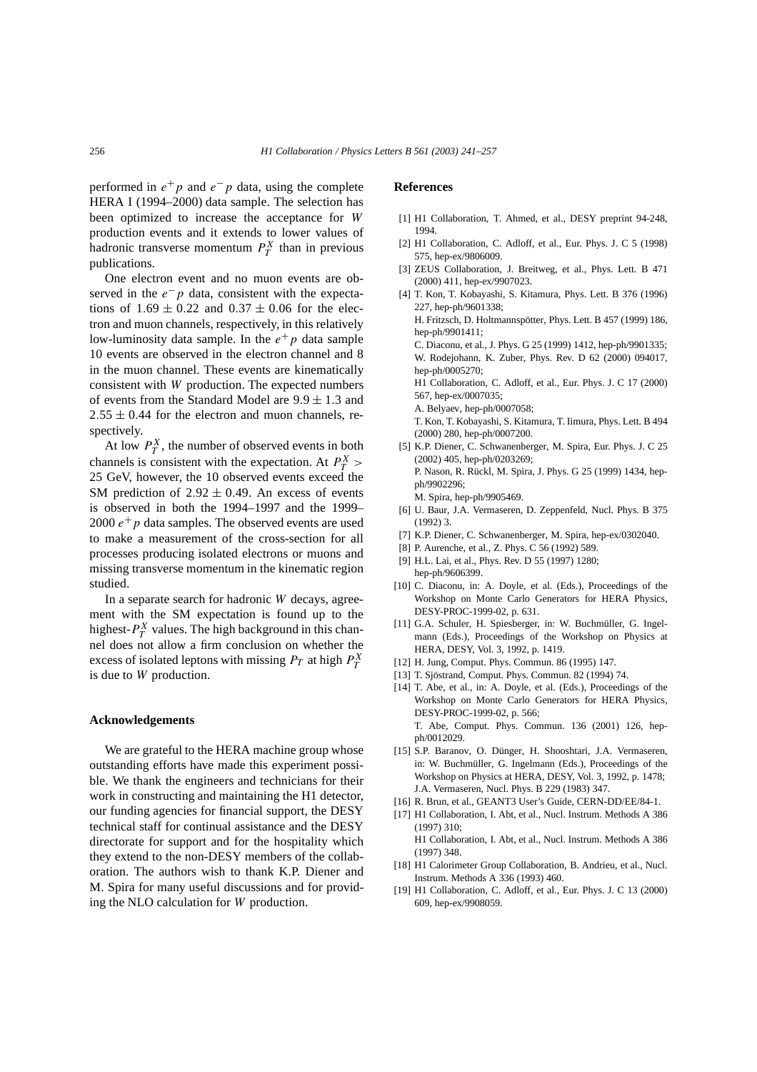performed in $e^+p$ and $e^-p$ data, using the complete HERA I (1994–2000) data sample. The selection has been optimized to increase the acceptance for $W$ production events and it extends to lower values of hadronic transverse momentum $P_T^X$ than in previous publications.

One electron event and no muon events are observed in the $e^-p$ data, consistent with the expectations of $1.69 \pm 0.22$ and $0.37 \pm 0.06$ for the electron and muon channels, respectively, in this relatively low-luminosity data sample. In the $e^+p$ data sample 10 events are observed in the electron channel and 8 in the muon channel. These events are kinematically consistent with $W$ production. The expected numbers of events from the Standard Model are $9.9 \pm 1.3$ and $2.55 \pm 0.44$ for the electron and muon channels, respectively.

At low $P_T^X$, the number of observed events in both channels is consistent with the expectation. At $P_T^X > 25$ GeV, however, the 10 observed events exceed the SM prediction of $2.92 \pm 0.49$. An excess of events is observed in both the 1994–1997 and the 1999–2000 $e^+p$ data samples. The observed events are used to make a measurement of the cross-section for all processes producing isolated electrons or muons and missing transverse momentum in the kinematic region studied.

In a separate search for hadronic $W$ decays, agreement with the SM expectation is found up to the highest-$P_T^X$ values. The high background in this channel does not allow a firm conclusion on whether the excess of isolated leptons with missing $P_T$ at high $P_T^X$ is due to $W$ production.

## Acknowledgements

We are grateful to the HERA machine group whose outstanding efforts have made this experiment possible. We thank the engineers and technicians for their work in constructing and maintaining the H1 detector, our funding agencies for financial support, the DESY technical staff for continual assistance and the DESY directorate for support and for the hospitality which they extend to the non-DESY members of the collaboration. The authors wish to thank K.P. Diener and M. Spira for many useful discussions and for providing the NLO calculation for $W$ production.

## References

[1] H1 Collaboration, T. Ahmed, et al., DESY preprint 94-248, 1994.

[2] H1 Collaboration, C. Adloff, et al., Eur. Phys. J. C 5 (1998) 575, hep-ex/9806009.

[3] ZEUS Collaboration, J. Breitweg, et al., Phys. Lett. B 471 (2000) 411, hep-ex/9907023.

[4] T. Kon, T. Kobayashi, S. Kitamura, Phys. Lett. B 376 (1996) 227, hep-ph/9601338;
H. Fritzsch, D. Holtmannspötter, Phys. Lett. B 457 (1999) 186, hep-ph/9901411;
C. Diaconu, et al., J. Phys. G 25 (1999) 1412, hep-ph/9901335;
W. Rodejohann, K. Zuber, Phys. Rev. D 62 (2000) 094017, hep-ph/0005270;
H1 Collaboration, C. Adloff, et al., Eur. Phys. J. C 17 (2000) 567, hep-ex/0007035;
A. Belyaev, hep-ph/0007058;
T. Kon, T. Kobayashi, S. Kitamura, T. Iimura, Phys. Lett. B 494 (2000) 280, hep-ph/0007200.

[5] K.P. Diener, C. Schwanenberger, M. Spira, Eur. Phys. J. C 25 (2002) 405, hep-ph/0203269;
P. Nason, R. Rückl, M. Spira, J. Phys. G 25 (1999) 1434, hep-ph/9902296;
M. Spira, hep-ph/9905469.

[6] U. Baur, J.A. Vermaseren, D. Zeppenfeld, Nucl. Phys. B 375 (1992) 3.

[7] K.P. Diener, C. Schwanenberger, M. Spira, hep-ex/0302040.

[8] P. Aurenche, et al., Z. Phys. C 56 (1992) 589.

[9] H.L. Lai, et al., Phys. Rev. D 55 (1997) 1280; hep-ph/9606399.

[10] C. Diaconu, in: A. Doyle, et al. (Eds.), Proceedings of the Workshop on Monte Carlo Generators for HERA Physics, DESY-PROC-1999-02, p. 631.

[11] G.A. Schuler, H. Spiesberger, in: W. Buchmüller, G. Ingelmann (Eds.), Proceedings of the Workshop on Physics at HERA, DESY, Vol. 3, 1992, p. 1419.

[12] H. Jung, Comput. Phys. Commun. 86 (1995) 147.

[13] T. Sjöstrand, Comput. Phys. Commun. 82 (1994) 74.

[14] T. Abe, et al., in: A. Doyle, et al. (Eds.), Proceedings of the Workshop on Monte Carlo Generators for HERA Physics, DESY-PROC-1999-02, p. 566;
T. Abe, Comput. Phys. Commun. 136 (2001) 126, hep-ph/0012029.

[15] S.P. Baranov, O. Dünger, H. Shooshtari, J.A. Vermaseren, in: W. Buchmüller, G. Ingelmann (Eds.), Proceedings of the Workshop on Physics at HERA, DESY, Vol. 3, 1992, p. 1478;
J.A. Vermaseren, Nucl. Phys. B 229 (1983) 347.

[16] R. Brun, et al., GEANT3 User's Guide, CERN-DD/EE/84-1.

[17] H1 Collaboration, I. Abt, et al., Nucl. Instrum. Methods A 386 (1997) 310;
H1 Collaboration, I. Abt, et al., Nucl. Instrum. Methods A 386 (1997) 348.

[18] H1 Calorimeter Group Collaboration, B. Andrieu, et al., Nucl. Instrum. Methods A 336 (1993) 460.

[19] H1 Collaboration, C. Adloff, et al., Eur. Phys. J. C 13 (2000) 609, hep-ex/9908059.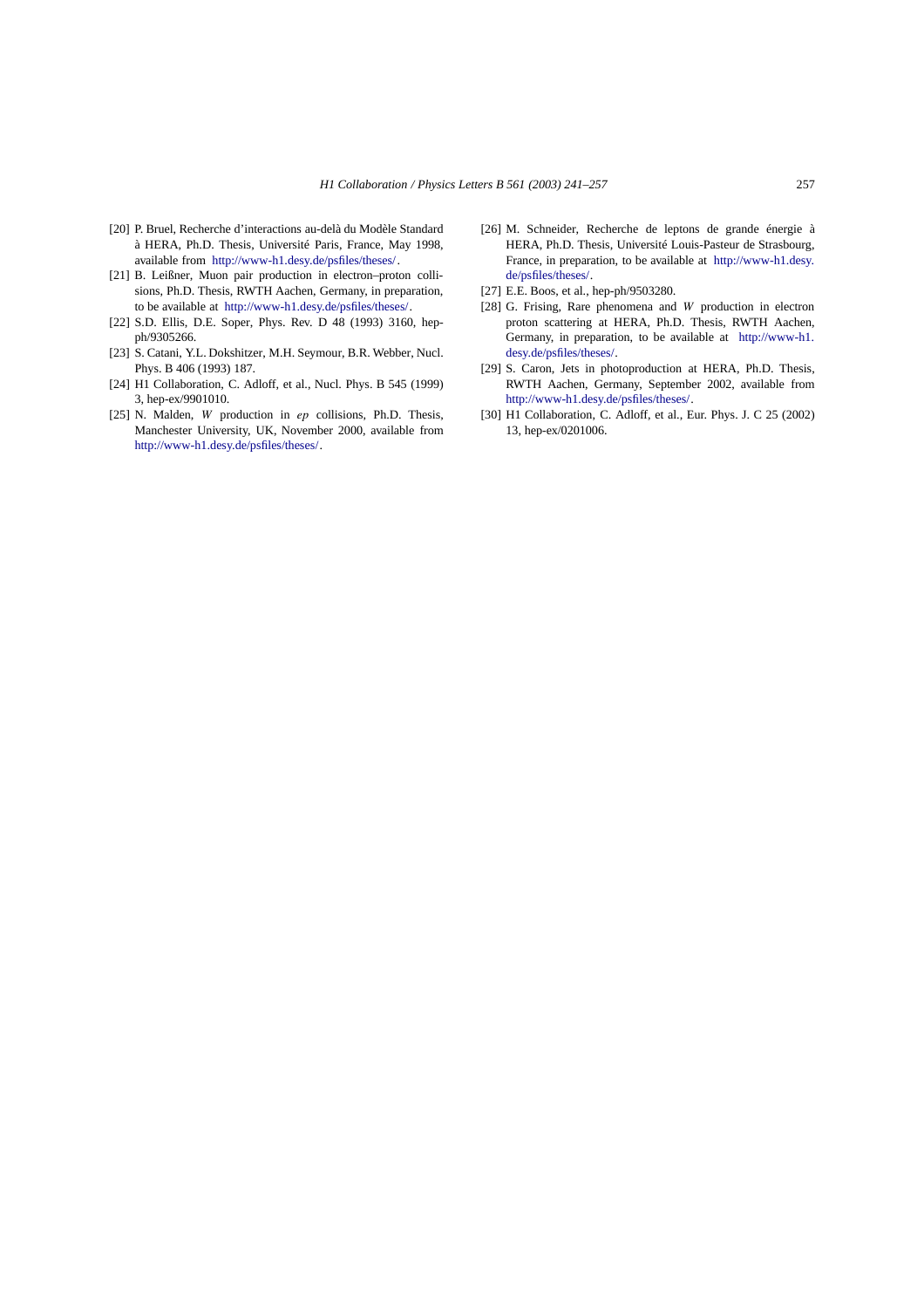[20] P. Bruel, Recherche d'interactions au-delà du Modèle Standard à HERA, Ph.D. Thesis, Université Paris, France, May 1998, available from http://www-h1.desy.de/psfiles/theses/.

[21] B. Leißner, Muon pair production in electron–proton collisions, Ph.D. Thesis, RWTH Aachen, Germany, in preparation, to be available at http://www-h1.desy.de/psfiles/theses/.

[22] S.D. Ellis, D.E. Soper, Phys. Rev. D 48 (1993) 3160, hep-ph/9305266.

[23] S. Catani, Y.L. Dokshitzer, M.H. Seymour, B.R. Webber, Nucl. Phys. B 406 (1993) 187.

[24] H1 Collaboration, C. Adloff, et al., Nucl. Phys. B 545 (1999) 3, hep-ex/9901010.

[25] N. Malden, $W$ production in $ep$ collisions, Ph.D. Thesis, Manchester University, UK, November 2000, available from http://www-h1.desy.de/psfiles/theses/.

[26] M. Schneider, Recherche de leptons de grande énergie à HERA, Ph.D. Thesis, Université Louis-Pasteur de Strasbourg, France, in preparation, to be available at http://www-h1.desy.de/psfiles/theses/.

[27] E.E. Boos, et al., hep-ph/9503280.

[28] G. Frising, Rare phenomena and $W$ production in electron proton scattering at HERA, Ph.D. Thesis, RWTH Aachen, Germany, in preparation, to be available at http://www-h1.desy.de/psfiles/theses/.

[29] S. Caron, Jets in photoproduction at HERA, Ph.D. Thesis, RWTH Aachen, Germany, September 2002, available from http://www-h1.desy.de/psfiles/theses/.

[30] H1 Collaboration, C. Adloff, et al., Eur. Phys. J. C 25 (2002) 13, hep-ex/0201006.